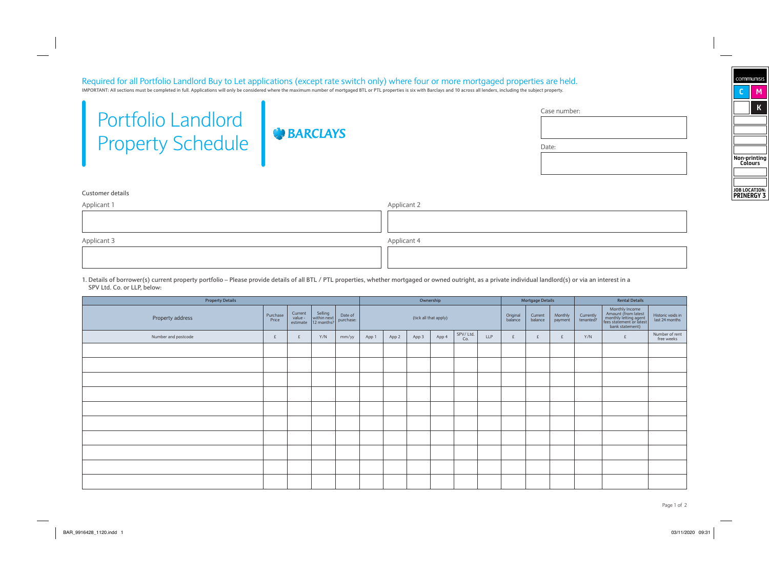Required for all Portfolio Landlord Buy to Let applications (except rate switch only) where four or more mortgaged properties are held.

IMPORTANT: All sections must be completed in full. Applications will only be considered where the maximum number of mortgaged BTL or PTL properties is six with Barclays and 10 across all lenders, including the subject property.

# Portfolio Landlord Property Schedule

BARCLAYS

Case number:

Date:

Customer details

Applicant 1

Applicant 2

Applicant 3

Applicant 4

1. Details of borrower(s) current property portfolio – Please provide details of all BTL / PTL properties, whether mortgaged or owned outright, as a private individual landlord(s) or via an interest in a SPV Ltd. Co. or LLP, below:

| Property Details | | | | | Ownership | | | | | | Mortgage Details | | | Rental Details | | |
|---|---|---|---|---|---|---|---|---|---|---|---|---|---|---|---|---|
| Property address | Purchase Price | Current value - estimate | Selling within next 12 months? | Date of purchase: | (tick all that apply) | | | | | | Original balance | Current balance | Monthly payment | Currently tenanted? | Monthly Income Amount (from latest monthly letting agent fees statement or latest bank statement) | Historic voids in last 24 months |
| Number and postcode | £ | £ | Y/N | mm/yy | App 1 | App 2 | App 3 | App 4 | SPV/ Ltd. Co. | LLP | £ | £ | £ | Y/N | £ | Number of rent free weeks |
| | | | | | | | | | | | | | | | | |
| | | | | | | | | | | | | | | | | |
| | | | | | | | | | | | | | | | | |
| | | | | | | | | | | | | | | | | |
| | | | | | | | | | | | | | | | | |
| | | | | | | | | | | | | | | | | |
| | | | | | | | | | | | | | | | | |
| | | | | | | | | | | | | | | | | |
| | | | | | | | | | | | | | | | | |
| | | | | | | | | | | | | | | | | |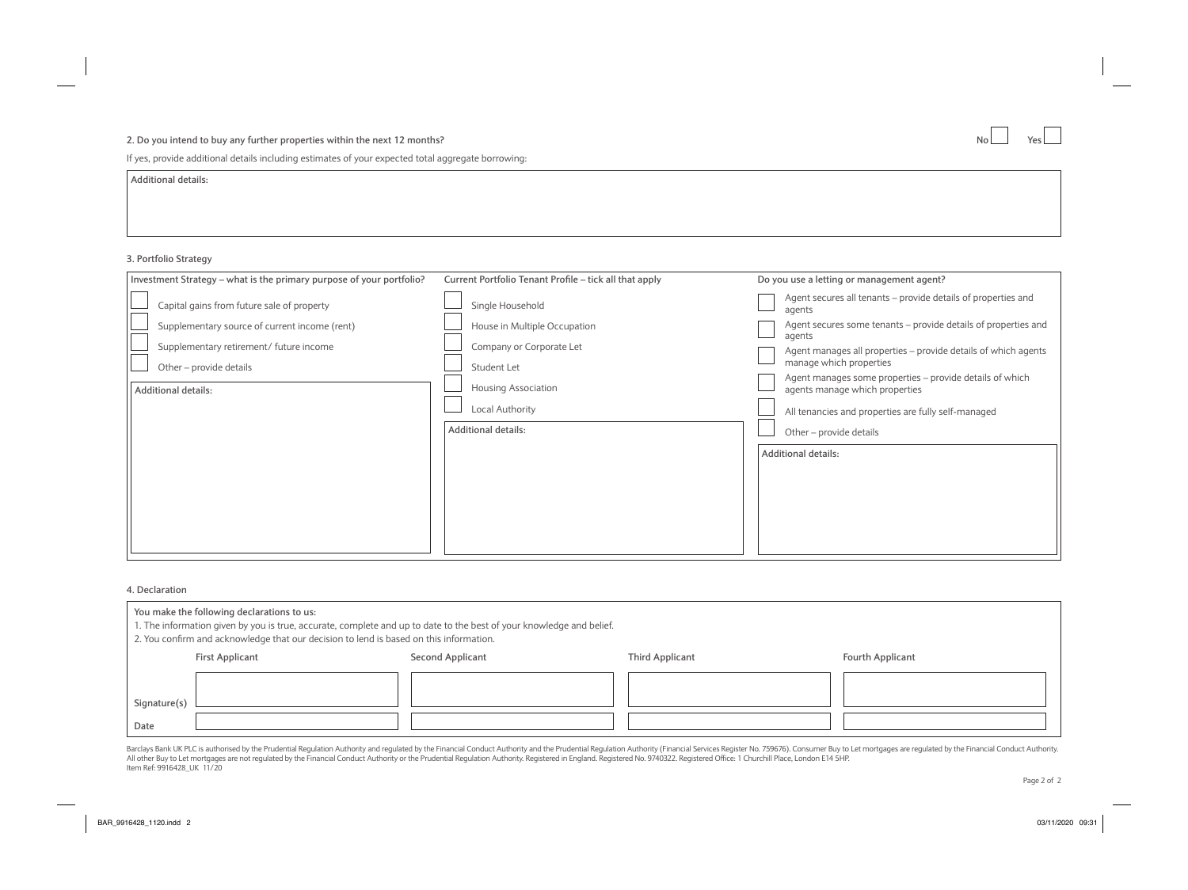2. Do you intend to buy any further properties within the next 12 months? No ☐ Yes ☐

If yes, provide additional details including estimates of your expected total aggregate borrowing:

Additional details:

3. Portfolio Strategy

| Investment Strategy – what is the primary purpose of your portfolio? | Current Portfolio Tenant Profile – tick all that apply | Do you use a letting or management agent? |
| --- | --- | --- |
| ☐ Capital gains from future sale of property | ☐ Single Household | ☐ Agent secures all tenants – provide details of properties and agents |
| ☐ Supplementary source of current income (rent) | ☐ House in Multiple Occupation | ☐ Agent secures some tenants – provide details of properties and agents |
| ☐ Supplementary retirement/ future income | ☐ Company or Corporate Let | ☐ Agent manages all properties – provide details of which agents manage which properties |
| ☐ Other – provide details | ☐ Student Let | ☐ Agent manages some properties – provide details of which agents manage which properties |
| Additional details: | ☐ Housing Association | ☐ All tenancies and properties are fully self-managed |
| | ☐ Local Authority | ☐ Other – provide details |
| | Additional details: | Additional details: |

4. Declaration

You make the following declarations to us:

1. The information given by you is true, accurate, complete and up to date to the best of your knowledge and belief.
2. You confirm and acknowledge that our decision to lend is based on this information.

| | First Applicant | Second Applicant | Third Applicant | Fourth Applicant |
| --- | --- | --- | --- | --- |
| Signature(s) | | | | |
| Date | | | | |

Barclays Bank UK PLC is authorised by the Prudential Regulation Authority and regulated by the Financial Conduct Authority and the Prudential Regulation Authority (Financial Services Register No. 759676). Consumer Buy to Let mortgages are regulated by the Financial Conduct Authority. All other Buy to Let mortgages are not regulated by the Financial Conduct Authority or the Prudential Regulation Authority. Registered in England. Registered No. 9740322. Registered Office: 1 Churchill Place, London E14 5HP.

Item Ref: 9916428_UK 11/20